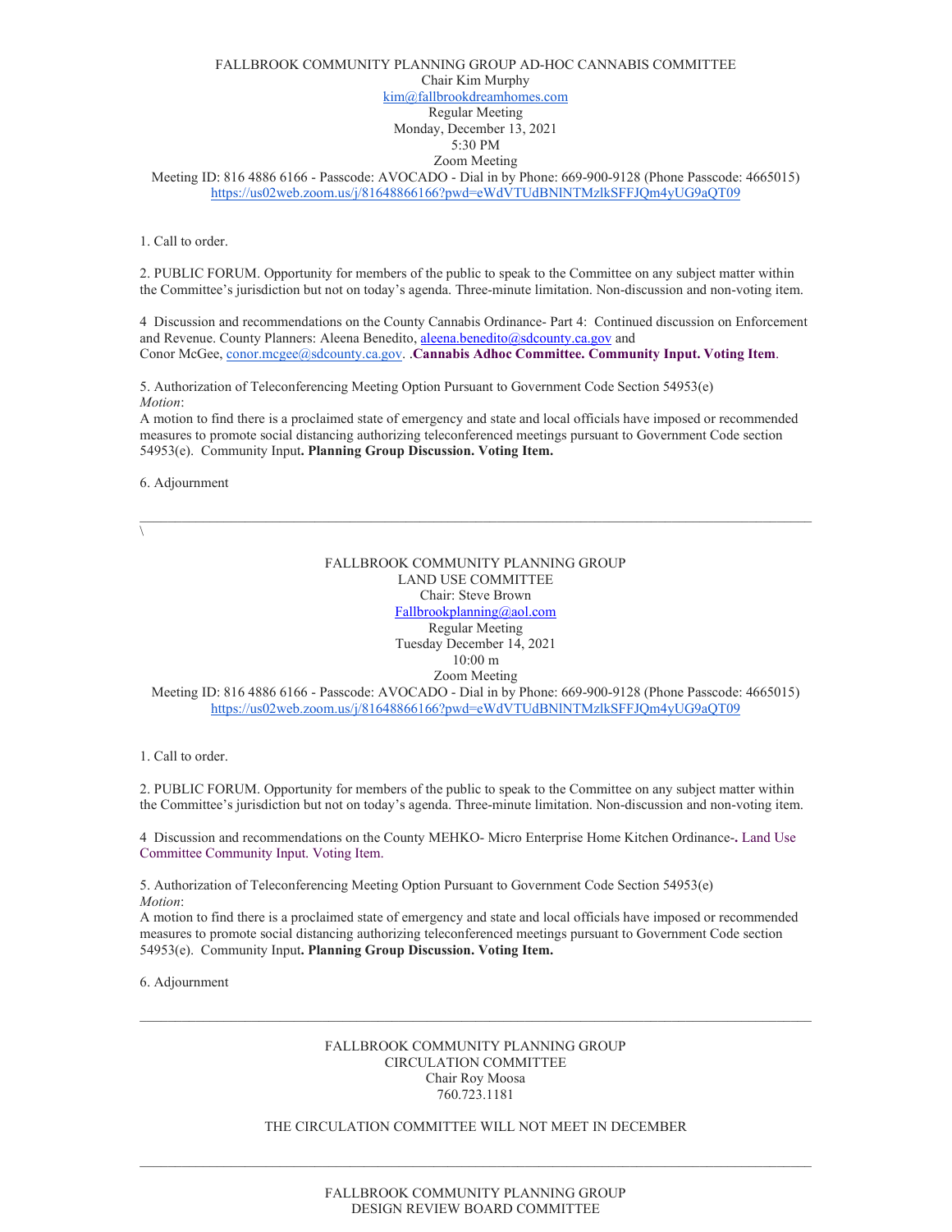FALLBROOK COMMUNITY PLANNING GROUP AD-HOC CANNABIS COMMITTEE
Chair Kim Murphy
kim@fallbrookdreamhomes.com
Regular Meeting
Monday, December 13, 2021
5:30 PM
Zoom Meeting
Meeting ID: 816 4886 6166 - Passcode: AVOCADO - Dial in by Phone: 669-900-9128 (Phone Passcode: 4665015)
https://us02web.zoom.us/j/81648866166?pwd=eWdVTUdBNlNTMzlkSFFJQm4yUG9aQT09

1. Call to order.

2. PUBLIC FORUM. Opportunity for members of the public to speak to the Committee on any subject matter within the Committee's jurisdiction but not on today's agenda. Three-minute limitation. Non-discussion and non-voting item.

4 Discussion and recommendations on the County Cannabis Ordinance- Part 4: Continued discussion on Enforcement and Revenue. County Planners: Aleena Benedito, aleena.benedito@sdcounty.ca.gov and Conor McGee, conor.mcgee@sdcounty.ca.gov. .**Cannabis Adhoc Committee. Community Input. Voting Item**.

5. Authorization of Teleconferencing Meeting Option Pursuant to Government Code Section 54953(e)
*Motion*:
A motion to find there is a proclaimed state of emergency and state and local officials have imposed or recommended measures to promote social distancing authorizing teleconferenced meetings pursuant to Government Code section 54953(e). Community Input**. Planning Group Discussion. Voting Item.**

6. Adjournment

---

\

FALLBROOK COMMUNITY PLANNING GROUP
LAND USE COMMITTEE
Chair: Steve Brown
Fallbrookplanning@aol.com
Regular Meeting
Tuesday December 14, 2021
10:00 m
Zoom Meeting
Meeting ID: 816 4886 6166 - Passcode: AVOCADO - Dial in by Phone: 669-900-9128 (Phone Passcode: 4665015)
https://us02web.zoom.us/j/81648866166?pwd=eWdVTUdBNlNTMzlkSFFJQm4yUG9aQT09

1. Call to order.

2. PUBLIC FORUM. Opportunity for members of the public to speak to the Committee on any subject matter within the Committee's jurisdiction but not on today's agenda. Three-minute limitation. Non-discussion and non-voting item.

4 Discussion and recommendations on the County MEHKO- Micro Enterprise Home Kitchen Ordinance-**.** Land Use Committee Community Input. Voting Item.

5. Authorization of Teleconferencing Meeting Option Pursuant to Government Code Section 54953(e)
*Motion*:
A motion to find there is a proclaimed state of emergency and state and local officials have imposed or recommended measures to promote social distancing authorizing teleconferenced meetings pursuant to Government Code section 54953(e). Community Input**. Planning Group Discussion. Voting Item.**

6. Adjournment

---

FALLBROOK COMMUNITY PLANNING GROUP
CIRCULATION COMMITTEE
Chair Roy Moosa
760.723.1181

THE CIRCULATION COMMITTEE WILL NOT MEET IN DECEMBER

---

FALLBROOK COMMUNITY PLANNING GROUP
DESIGN REVIEW BOARD COMMITTEE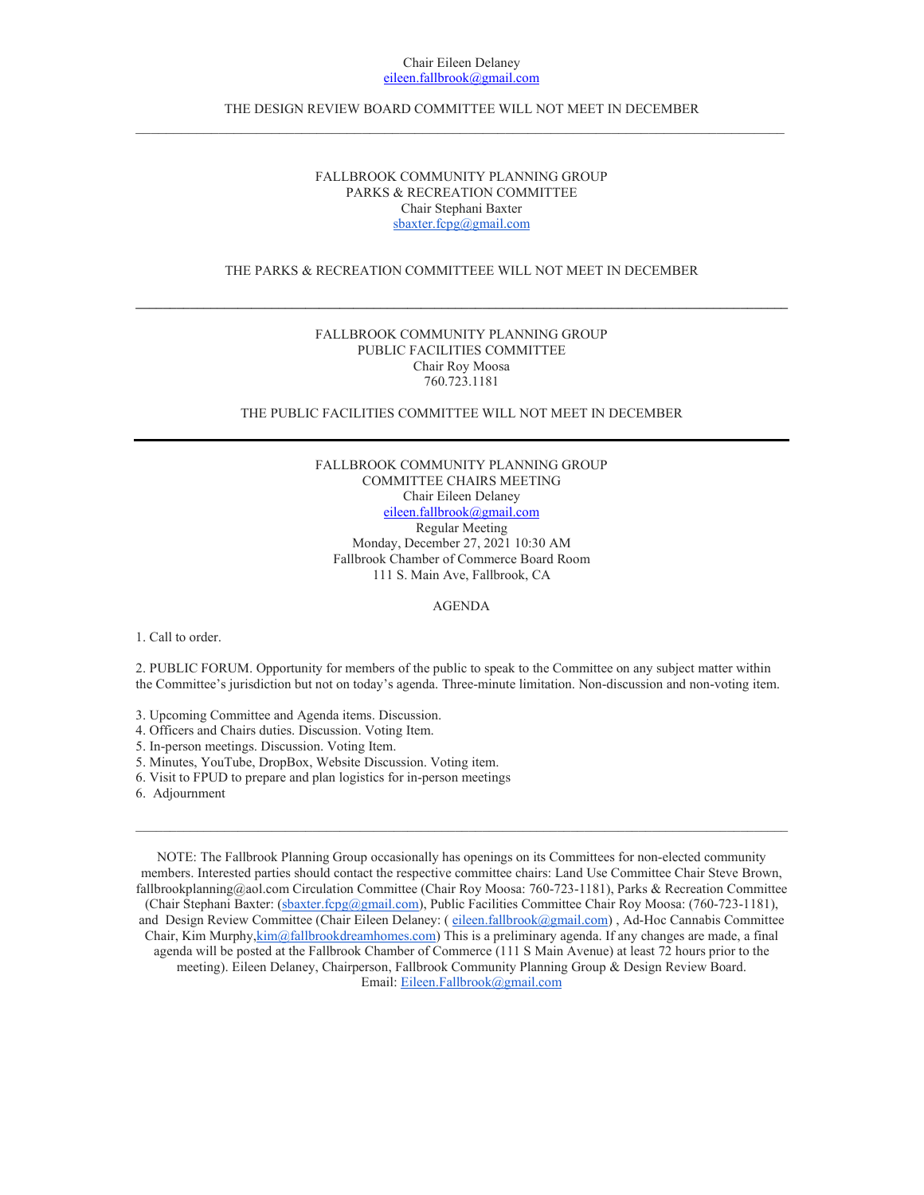Chair Eileen Delaney
eileen.fallbrook@gmail.com

THE DESIGN REVIEW BOARD COMMITTEE WILL NOT MEET IN DECEMBER

---

FALLBROOK COMMUNITY PLANNING GROUP
PARKS & RECREATION COMMITTEE
Chair Stephani Baxter
sbaxter.fcpg@gmail.com

THE PARKS & RECREATION COMMITTEEE WILL NOT MEET IN DECEMBER

---

FALLBROOK COMMUNITY PLANNING GROUP
PUBLIC FACILITIES COMMITTEE
Chair Roy Moosa
760.723.1181

THE PUBLIC FACILITIES COMMITTEE WILL NOT MEET IN DECEMBER

---

FALLBROOK COMMUNITY PLANNING GROUP
COMMITTEE CHAIRS MEETING
Chair Eileen Delaney
eileen.fallbrook@gmail.com
Regular Meeting
Monday, December 27, 2021 10:30 AM
Fallbrook Chamber of Commerce Board Room
111 S. Main Ave, Fallbrook, CA

AGENDA

1. Call to order.

2. PUBLIC FORUM. Opportunity for members of the public to speak to the Committee on any subject matter within the Committee's jurisdiction but not on today's agenda. Three-minute limitation. Non-discussion and non-voting item.

3. Upcoming Committee and Agenda items. Discussion.
4. Officers and Chairs duties. Discussion. Voting Item.
5. In-person meetings. Discussion. Voting Item.
5. Minutes, YouTube, DropBox, Website Discussion. Voting item.
6. Visit to FPUD to prepare and plan logistics for in-person meetings
6. Adjournment

---

NOTE: The Fallbrook Planning Group occasionally has openings on its Committees for non-elected community members. Interested parties should contact the respective committee chairs: Land Use Committee Chair Steve Brown, fallbrookplanning@aol.com Circulation Committee (Chair Roy Moosa: 760-723-1181), Parks & Recreation Committee (Chair Stephani Baxter: (sbaxter.fcpg@gmail.com), Public Facilities Committee Chair Roy Moosa: (760-723-1181), and Design Review Committee (Chair Eileen Delaney: ( eileen.fallbrook@gmail.com) , Ad-Hoc Cannabis Committee Chair, Kim Murphy,kim@fallbrookdreamhomes.com) This is a preliminary agenda. If any changes are made, a final agenda will be posted at the Fallbrook Chamber of Commerce (111 S Main Avenue) at least 72 hours prior to the meeting). Eileen Delaney, Chairperson, Fallbrook Community Planning Group & Design Review Board. Email: Eileen.Fallbrook@gmail.com